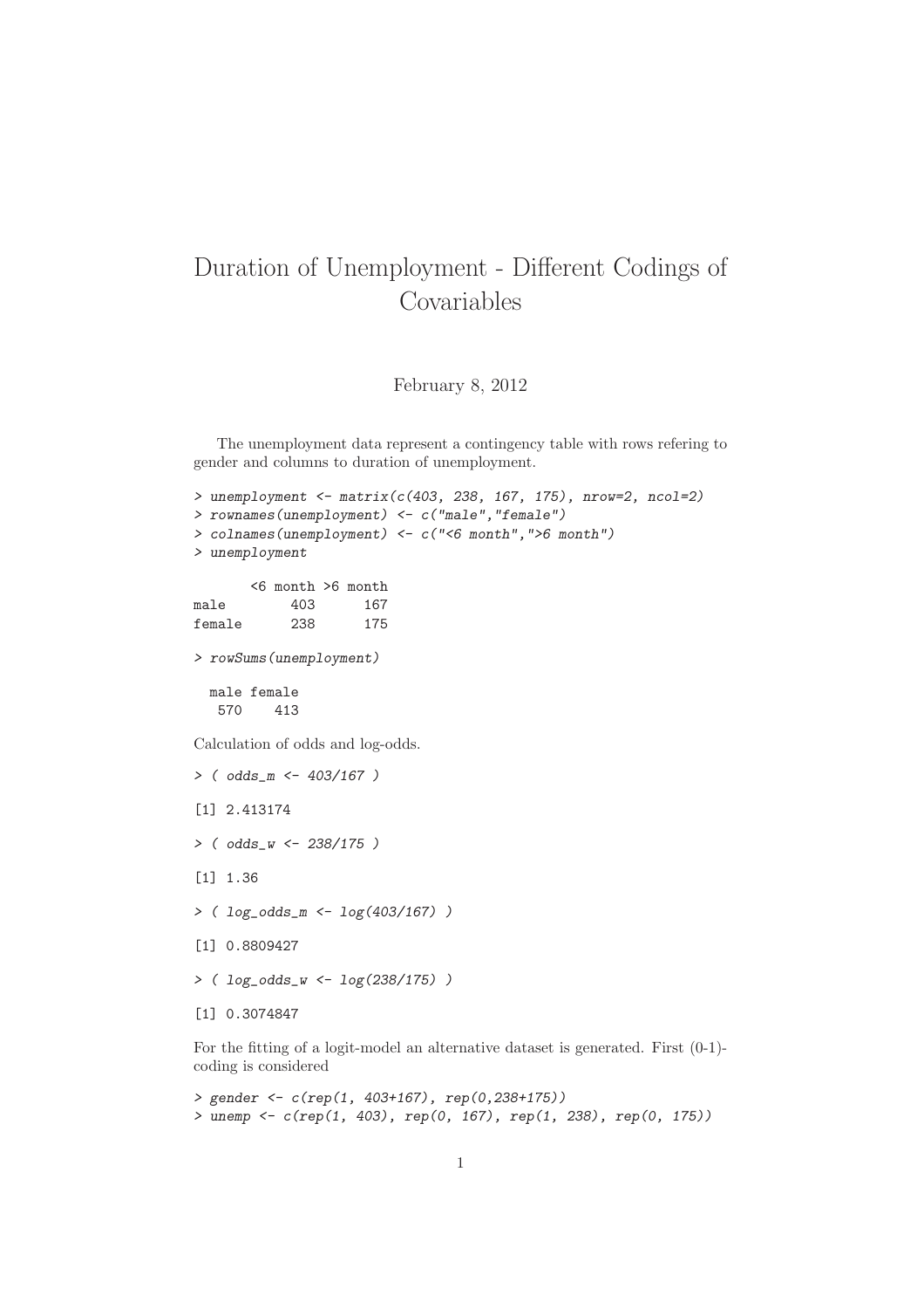# Duration of Unemployment - Different Codings of Covariables

February 8, 2012

The unemployment data represent a contingency table with rows refering to gender and columns to duration of unemployment.

```
> unemployment <- matrix(c(403, 238, 167, 175), nrow=2, ncol=2)
> rownames(unemployment) <- c("male","female")
> colnames(unemployment) <- c("<6 month",">6 month")
> unemployment

       <6 month >6 month
male        403      167
female      238      175

> rowSums(unemployment)

  male female
   570    413
```

Calculation of odds and log-odds.

```
> ( odds_m <- 403/167 )

[1] 2.413174

> ( odds_w <- 238/175 )

[1] 1.36

> ( log_odds_m <- log(403/167) )

[1] 0.8809427

> ( log_odds_w <- log(238/175) )

[1] 0.3074847
```

For the fitting of a logit-model an alternative dataset is generated. First (0-1)-coding is considered

```
> gender <- c(rep(1, 403+167), rep(0,238+175))
> unemp <- c(rep(1, 403), rep(0, 167), rep(1, 238), rep(0, 175))
```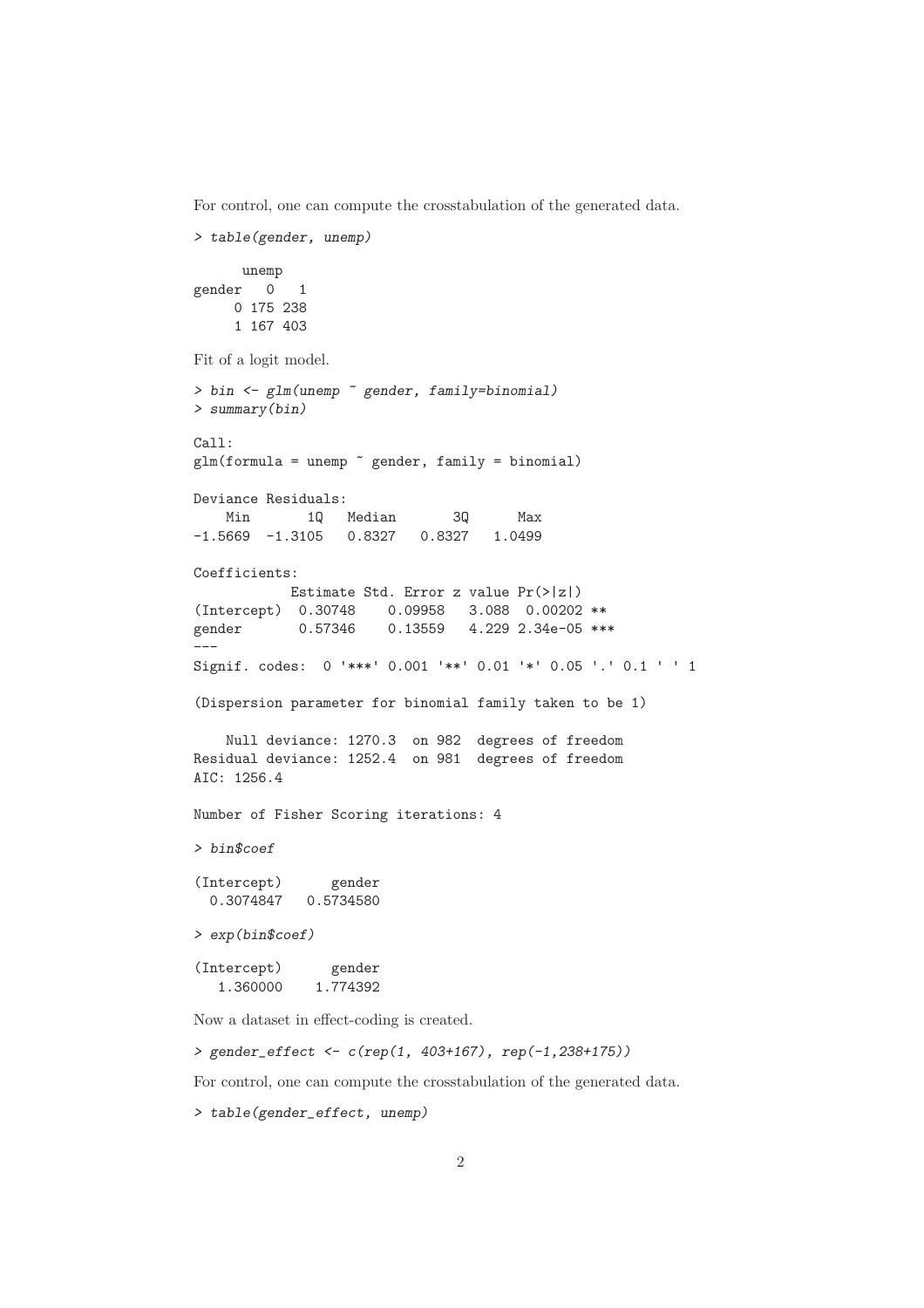For control, one can compute the crosstabulation of the generated data.

```
> table(gender, unemp)

      unemp
gender   0   1
     0 175 238
     1 167 403
```

Fit of a logit model.

```
> bin <- glm(unemp ~ gender, family=binomial)
> summary(bin)

Call:
glm(formula = unemp ~ gender, family = binomial)

Deviance Residuals:
    Min       1Q   Median       3Q      Max
-1.5669  -1.3105   0.8327   0.8327   1.0499

Coefficients:
            Estimate Std. Error z value Pr(>|z|)
(Intercept)  0.30748    0.09958   3.088  0.00202 **
gender       0.57346    0.13559   4.229 2.34e-05 ***
---
Signif. codes:  0 '***' 0.001 '**' 0.01 '*' 0.05 '.' 0.1 ' ' 1

(Dispersion parameter for binomial family taken to be 1)

    Null deviance: 1270.3  on 982  degrees of freedom
Residual deviance: 1252.4  on 981  degrees of freedom
AIC: 1256.4

Number of Fisher Scoring iterations: 4

> bin$coef

(Intercept)      gender
  0.3074847   0.5734580

> exp(bin$coef)

(Intercept)      gender
   1.360000    1.774392
```

Now a dataset in effect-coding is created.

```
> gender_effect <- c(rep(1, 403+167), rep(-1,238+175))
```

For control, one can compute the crosstabulation of the generated data.

```
> table(gender_effect, unemp)
```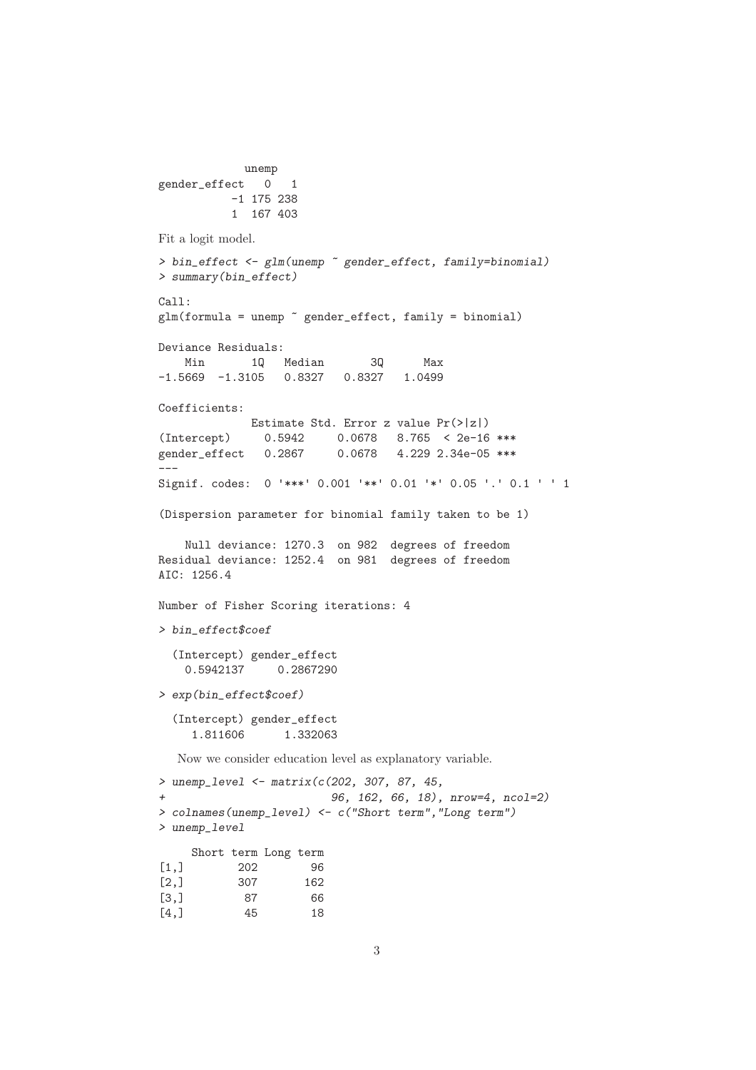```
             unemp
gender_effect   0   1
           -1 175 238
           1  167 403
```

Fit a logit model.

```
> bin_effect <- glm(unemp ~ gender_effect, family=binomial)
> summary(bin_effect)

Call:
glm(formula = unemp ~ gender_effect, family = binomial)

Deviance Residuals:
    Min       1Q   Median       3Q      Max
-1.5669  -1.3105   0.8327   0.8327   1.0499

Coefficients:
              Estimate Std. Error z value Pr(>|z|)
(Intercept)     0.5942     0.0678   8.765  < 2e-16 ***
gender_effect   0.2867     0.0678   4.229 2.34e-05 ***
---
Signif. codes:  0 '***' 0.001 '**' 0.01 '*' 0.05 '.' 0.1 ' ' 1

(Dispersion parameter for binomial family taken to be 1)

    Null deviance: 1270.3  on 982  degrees of freedom
Residual deviance: 1252.4  on 981  degrees of freedom
AIC: 1256.4

Number of Fisher Scoring iterations: 4

> bin_effect$coef

  (Intercept) gender_effect
    0.5942137     0.2867290

> exp(bin_effect$coef)

  (Intercept) gender_effect
     1.811606      1.332063
```

Now we consider education level as explanatory variable.

```
> unemp_level <- matrix(c(202, 307, 87, 45,
+                        96, 162, 66, 18), nrow=4, ncol=2)
> colnames(unemp_level) <- c("Short term","Long term")
> unemp_level

     Short term Long term
[1,]        202        96
[2,]        307       162
[3,]         87        66
[4,]         45        18
```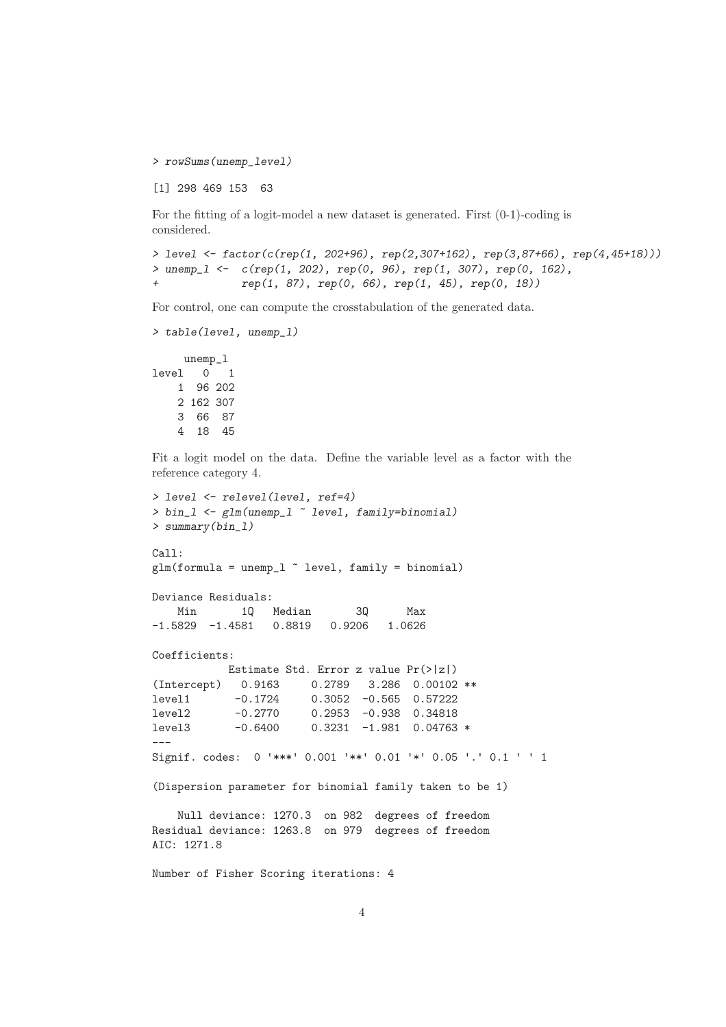```
> rowSums(unemp_level)

[1] 298 469 153  63
```

For the fitting of a logit-model a new dataset is generated. First (0-1)-coding is considered.

```
> level <- factor(c(rep(1, 202+96), rep(2,307+162), rep(3,87+66), rep(4,45+18)))
> unemp_l <-  c(rep(1, 202), rep(0, 96), rep(1, 307), rep(0, 162),
+             rep(1, 87), rep(0, 66), rep(1, 45), rep(0, 18))
```

For control, one can compute the crosstabulation of the generated data.

```
> table(level, unemp_l)

     unemp_l
level   0   1
    1  96 202
    2 162 307
    3  66  87
    4  18  45
```

Fit a logit model on the data. Define the variable level as a factor with the reference category 4.

```
> level <- relevel(level, ref=4)
> bin_l <- glm(unemp_l ~ level, family=binomial)
> summary(bin_l)

Call:
glm(formula = unemp_l ~ level, family = binomial)

Deviance Residuals:
    Min       1Q   Median       3Q      Max
-1.5829  -1.4581   0.8819   0.9206   1.0626

Coefficients:
            Estimate Std. Error z value Pr(>|z|)
(Intercept)   0.9163     0.2789   3.286  0.00102 **
level1       -0.1724     0.3052  -0.565  0.57222
level2       -0.2770     0.2953  -0.938  0.34818
level3       -0.6400     0.3231  -1.981  0.04763 *
---
Signif. codes:  0 '***' 0.001 '**' 0.01 '*' 0.05 '.' 0.1 ' ' 1

(Dispersion parameter for binomial family taken to be 1)

    Null deviance: 1270.3  on 982  degrees of freedom
Residual deviance: 1263.8  on 979  degrees of freedom
AIC: 1271.8

Number of Fisher Scoring iterations: 4
```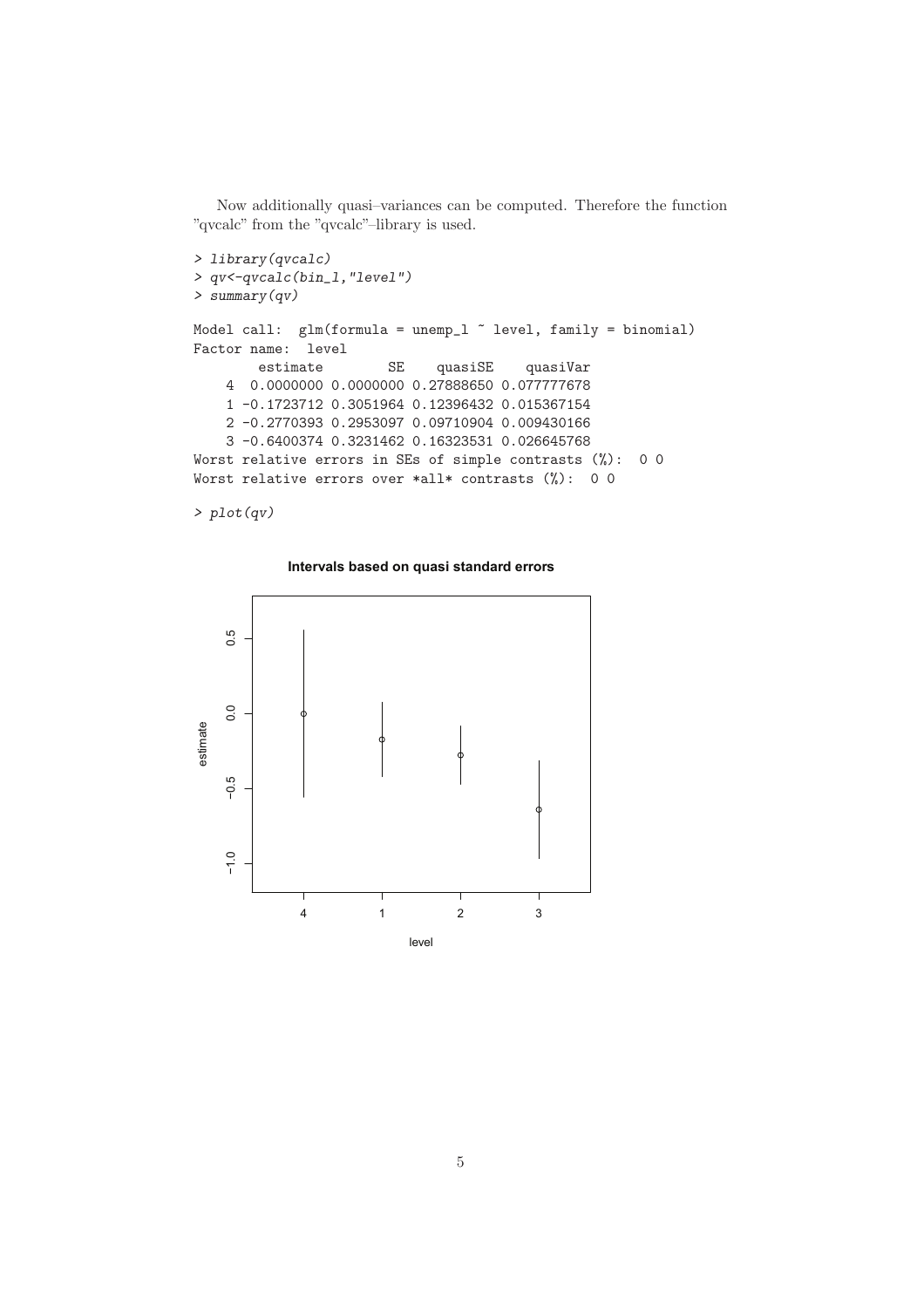Now additionally quasi–variances can be computed. Therefore the function "qvcalc" from the "qvcalc"–library is used.

```
> library(qvcalc)
> qv<-qvcalc(bin_l,"level")
> summary(qv)

Model call:  glm(formula = unemp_l ~ level, family = binomial)
Factor name:  level
       estimate        SE    quasiSE    quasiVar
    4  0.0000000 0.0000000 0.27888650 0.077777678
    1 -0.1723712 0.3051964 0.12396432 0.015367154
    2 -0.2770393 0.2953097 0.09710904 0.009430166
    3 -0.6400374 0.3231462 0.16323531 0.026645768
Worst relative errors in SEs of simple contrasts (%):  0 0
Worst relative errors over *all* contrasts (%):  0 0

> plot(qv)
```

**Intervals based on quasi standard errors**

estimate

0.5
0.0
−0.5
−1.0

4
1
2
3

level